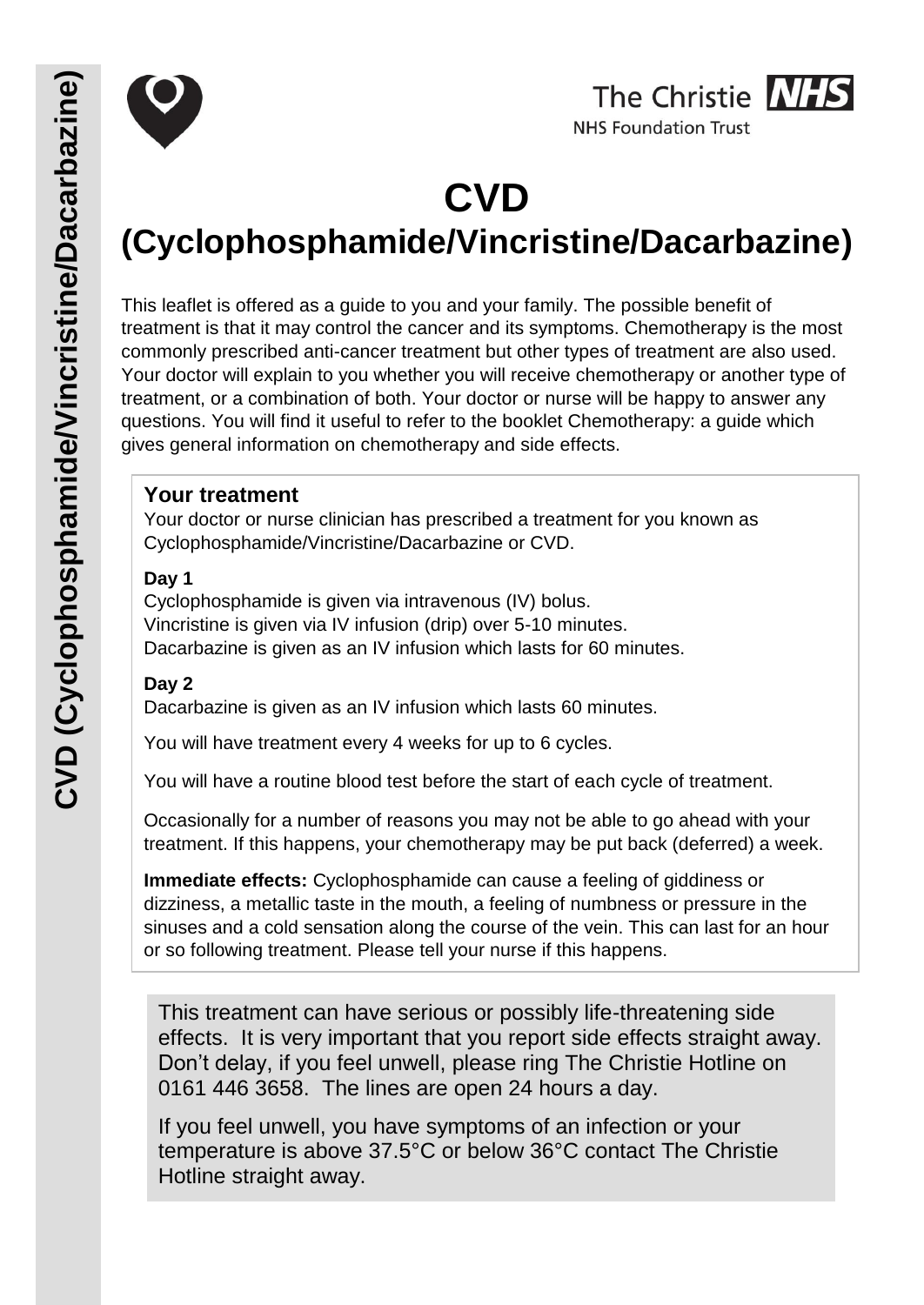# CVD
# (Cyclophosphamide/Vincristine/Dacarbazine)

This leaflet is offered as a guide to you and your family. The possible benefit of treatment is that it may control the cancer and its symptoms. Chemotherapy is the most commonly prescribed anti-cancer treatment but other types of treatment are also used. Your doctor will explain to you whether you will receive chemotherapy or another type of treatment, or a combination of both. Your doctor or nurse will be happy to answer any questions. You will find it useful to refer to the booklet Chemotherapy: a guide which gives general information on chemotherapy and side effects.

## Your treatment

Your doctor or nurse clinician has prescribed a treatment for you known as Cyclophosphamide/Vincristine/Dacarbazine or CVD.

**Day 1**

Cyclophosphamide is given via intravenous (IV) bolus.
Vincristine is given via IV infusion (drip) over 5-10 minutes.
Dacarbazine is given as an IV infusion which lasts for 60 minutes.

**Day 2**

Dacarbazine is given as an IV infusion which lasts 60 minutes.

You will have treatment every 4 weeks for up to 6 cycles.

You will have a routine blood test before the start of each cycle of treatment.

Occasionally for a number of reasons you may not be able to go ahead with your treatment. If this happens, your chemotherapy may be put back (deferred) a week.

**Immediate effects:** Cyclophosphamide can cause a feeling of giddiness or dizziness, a metallic taste in the mouth, a feeling of numbness or pressure in the sinuses and a cold sensation along the course of the vein. This can last for an hour or so following treatment. Please tell your nurse if this happens.

This treatment can have serious or possibly life-threatening side effects. It is very important that you report side effects straight away. Don't delay, if you feel unwell, please ring The Christie Hotline on 0161 446 3658. The lines are open 24 hours a day.

If you feel unwell, you have symptoms of an infection or your temperature is above 37.5°C or below 36°C contact The Christie Hotline straight away.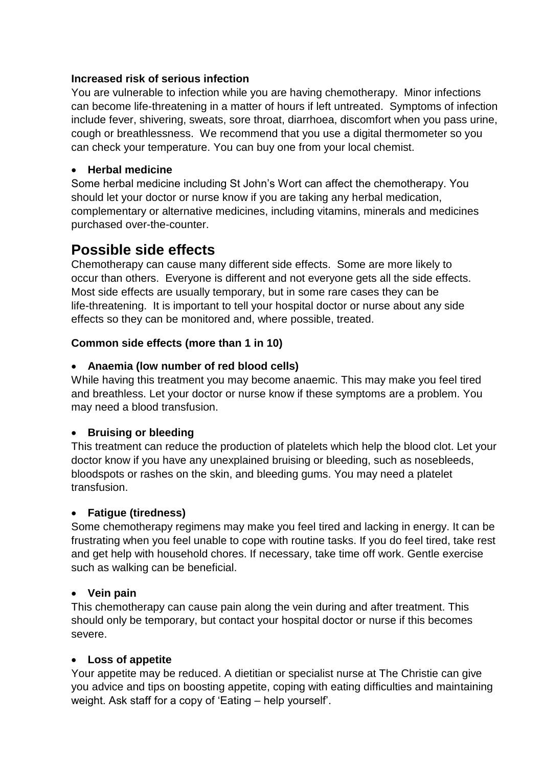**Increased risk of serious infection**

You are vulnerable to infection while you are having chemotherapy. Minor infections can become life-threatening in a matter of hours if left untreated. Symptoms of infection include fever, shivering, sweats, sore throat, diarrhoea, discomfort when you pass urine, cough or breathlessness. We recommend that you use a digital thermometer so you can check your temperature. You can buy one from your local chemist.

- **Herbal medicine**

Some herbal medicine including St John's Wort can affect the chemotherapy. You should let your doctor or nurse know if you are taking any herbal medication, complementary or alternative medicines, including vitamins, minerals and medicines purchased over-the-counter.

## Possible side effects

Chemotherapy can cause many different side effects. Some are more likely to occur than others. Everyone is different and not everyone gets all the side effects. Most side effects are usually temporary, but in some rare cases they can be life-threatening. It is important to tell your hospital doctor or nurse about any side effects so they can be monitored and, where possible, treated.

**Common side effects (more than 1 in 10)**

- **Anaemia (low number of red blood cells)**

While having this treatment you may become anaemic. This may make you feel tired and breathless. Let your doctor or nurse know if these symptoms are a problem. You may need a blood transfusion.

- **Bruising or bleeding**

This treatment can reduce the production of platelets which help the blood clot. Let your doctor know if you have any unexplained bruising or bleeding, such as nosebleeds, bloodspots or rashes on the skin, and bleeding gums. You may need a platelet transfusion.

- **Fatigue (tiredness)**

Some chemotherapy regimens may make you feel tired and lacking in energy. It can be frustrating when you feel unable to cope with routine tasks. If you do feel tired, take rest and get help with household chores. If necessary, take time off work. Gentle exercise such as walking can be beneficial.

- **Vein pain**

This chemotherapy can cause pain along the vein during and after treatment. This should only be temporary, but contact your hospital doctor or nurse if this becomes severe.

- **Loss of appetite**

Your appetite may be reduced. A dietitian or specialist nurse at The Christie can give you advice and tips on boosting appetite, coping with eating difficulties and maintaining weight. Ask staff for a copy of 'Eating – help yourself'.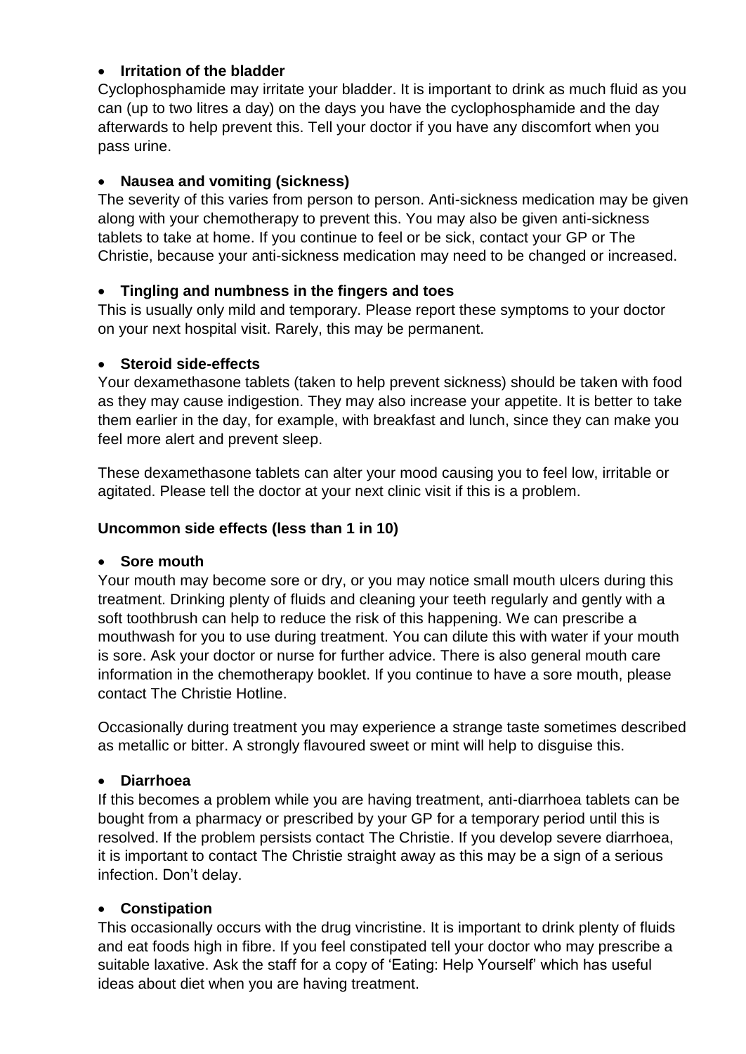- **Irritation of the bladder**

Cyclophosphamide may irritate your bladder. It is important to drink as much fluid as you can (up to two litres a day) on the days you have the cyclophosphamide and the day afterwards to help prevent this. Tell your doctor if you have any discomfort when you pass urine.

- **Nausea and vomiting (sickness)**

The severity of this varies from person to person. Anti-sickness medication may be given along with your chemotherapy to prevent this. You may also be given anti-sickness tablets to take at home. If you continue to feel or be sick, contact your GP or The Christie, because your anti-sickness medication may need to be changed or increased.

- **Tingling and numbness in the fingers and toes**

This is usually only mild and temporary. Please report these symptoms to your doctor on your next hospital visit. Rarely, this may be permanent.

- **Steroid side-effects**

Your dexamethasone tablets (taken to help prevent sickness) should be taken with food as they may cause indigestion. They may also increase your appetite. It is better to take them earlier in the day, for example, with breakfast and lunch, since they can make you feel more alert and prevent sleep.

These dexamethasone tablets can alter your mood causing you to feel low, irritable or agitated. Please tell the doctor at your next clinic visit if this is a problem.

**Uncommon side effects (less than 1 in 10)**

- **Sore mouth**

Your mouth may become sore or dry, or you may notice small mouth ulcers during this treatment. Drinking plenty of fluids and cleaning your teeth regularly and gently with a soft toothbrush can help to reduce the risk of this happening. We can prescribe a mouthwash for you to use during treatment. You can dilute this with water if your mouth is sore. Ask your doctor or nurse for further advice. There is also general mouth care information in the chemotherapy booklet. If you continue to have a sore mouth, please contact The Christie Hotline.

Occasionally during treatment you may experience a strange taste sometimes described as metallic or bitter. A strongly flavoured sweet or mint will help to disguise this.

- **Diarrhoea**

If this becomes a problem while you are having treatment, anti-diarrhoea tablets can be bought from a pharmacy or prescribed by your GP for a temporary period until this is resolved. If the problem persists contact The Christie. If you develop severe diarrhoea, it is important to contact The Christie straight away as this may be a sign of a serious infection. Don't delay.

- **Constipation**

This occasionally occurs with the drug vincristine. It is important to drink plenty of fluids and eat foods high in fibre. If you feel constipated tell your doctor who may prescribe a suitable laxative. Ask the staff for a copy of 'Eating: Help Yourself' which has useful ideas about diet when you are having treatment.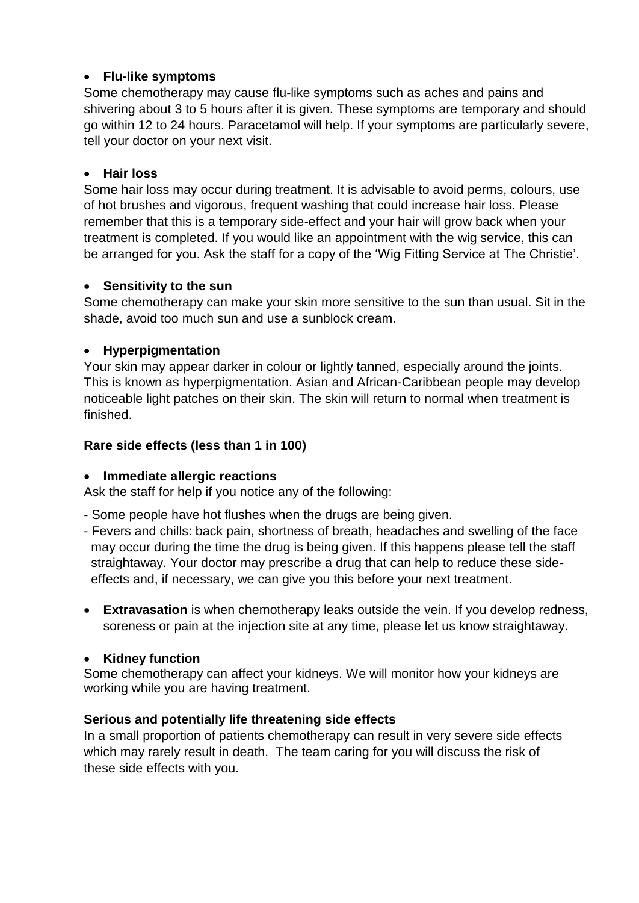- **Flu-like symptoms**

Some chemotherapy may cause flu-like symptoms such as aches and pains and shivering about 3 to 5 hours after it is given. These symptoms are temporary and should go within 12 to 24 hours. Paracetamol will help. If your symptoms are particularly severe, tell your doctor on your next visit.

- **Hair loss**

Some hair loss may occur during treatment. It is advisable to avoid perms, colours, use of hot brushes and vigorous, frequent washing that could increase hair loss. Please remember that this is a temporary side-effect and your hair will grow back when your treatment is completed. If you would like an appointment with the wig service, this can be arranged for you. Ask the staff for a copy of the 'Wig Fitting Service at The Christie'.

- **Sensitivity to the sun**

Some chemotherapy can make your skin more sensitive to the sun than usual. Sit in the shade, avoid too much sun and use a sunblock cream.

- **Hyperpigmentation**

Your skin may appear darker in colour or lightly tanned, especially around the joints. This is known as hyperpigmentation. Asian and African-Caribbean people may develop noticeable light patches on their skin. The skin will return to normal when treatment is finished.

**Rare side effects (less than 1 in 100)**

- **Immediate allergic reactions**

Ask the staff for help if you notice any of the following:

- Some people have hot flushes when the drugs are being given.
- Fevers and chills: back pain, shortness of breath, headaches and swelling of the face may occur during the time the drug is being given. If this happens please tell the staff straightaway. Your doctor may prescribe a drug that can help to reduce these side-effects and, if necessary, we can give you this before your next treatment.

- **Extravasation** is when chemotherapy leaks outside the vein. If you develop redness, soreness or pain at the injection site at any time, please let us know straightaway.

- **Kidney function**

Some chemotherapy can affect your kidneys. We will monitor how your kidneys are working while you are having treatment.

**Serious and potentially life threatening side effects**

In a small proportion of patients chemotherapy can result in very severe side effects which may rarely result in death. The team caring for you will discuss the risk of these side effects with you.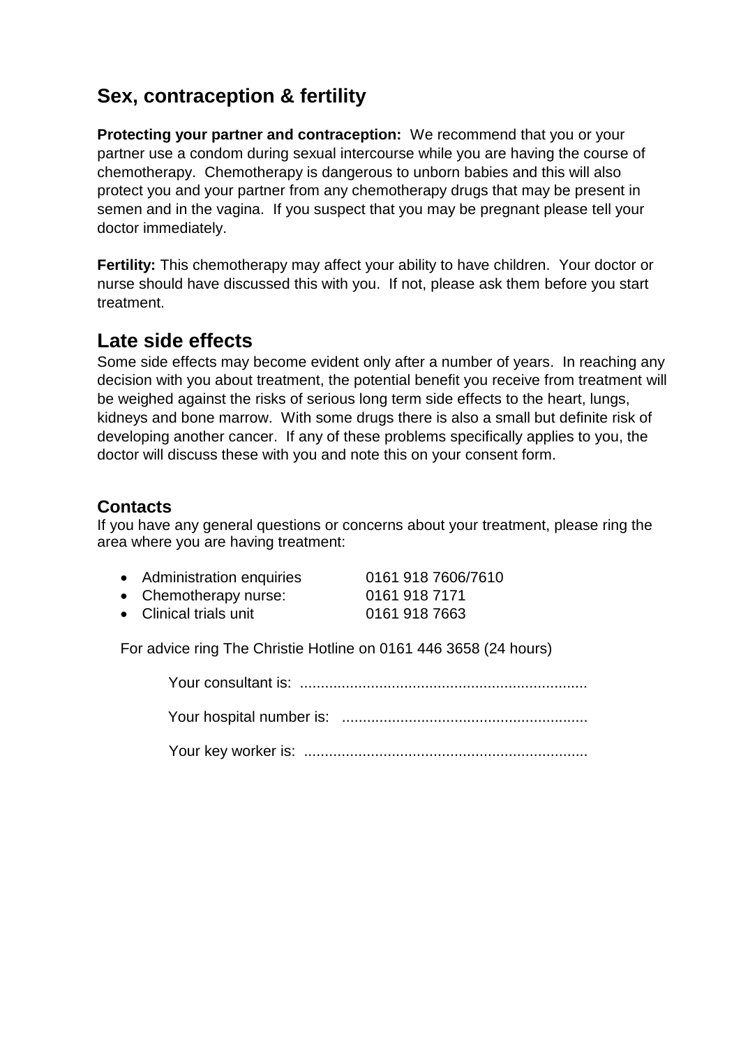## Sex, contraception & fertility

**Protecting your partner and contraception:** We recommend that you or your partner use a condom during sexual intercourse while you are having the course of chemotherapy. Chemotherapy is dangerous to unborn babies and this will also protect you and your partner from any chemotherapy drugs that may be present in semen and in the vagina. If you suspect that you may be pregnant please tell your doctor immediately.

**Fertility:** This chemotherapy may affect your ability to have children. Your doctor or nurse should have discussed this with you. If not, please ask them before you start treatment.

## Late side effects

Some side effects may become evident only after a number of years. In reaching any decision with you about treatment, the potential benefit you receive from treatment will be weighed against the risks of serious long term side effects to the heart, lungs, kidneys and bone marrow. With some drugs there is also a small but definite risk of developing another cancer. If any of these problems specifically applies to you, the doctor will discuss these with you and note this on your consent form.

### Contacts

If you have any general questions or concerns about your treatment, please ring the area where you are having treatment:

- Administration enquiries 0161 918 7606/7610
- Chemotherapy nurse: 0161 918 7171
- Clinical trials unit 0161 918 7663

For advice ring The Christie Hotline on 0161 446 3658 (24 hours)

Your consultant is: ....................................................................

Your hospital number is: ..........................................................

Your key worker is: ...................................................................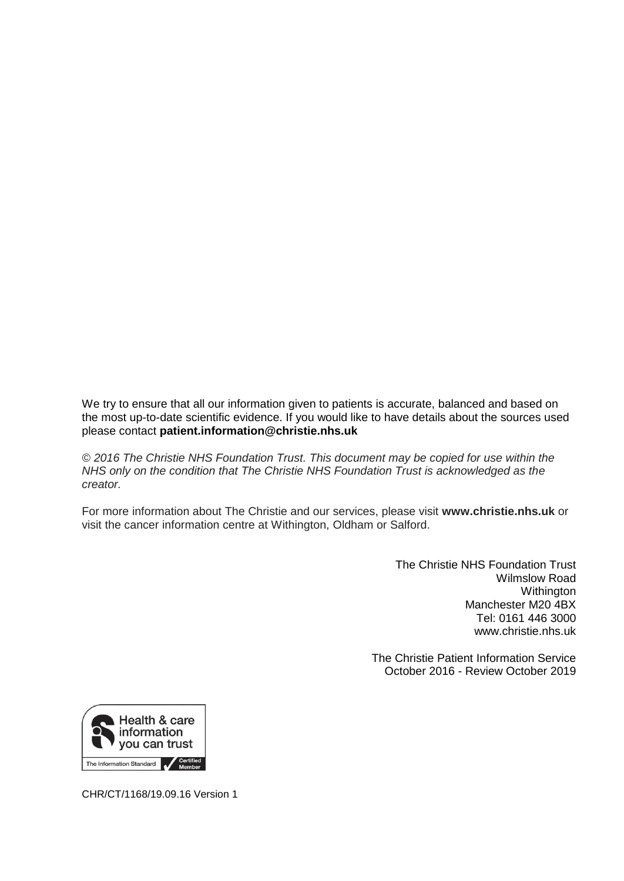We try to ensure that all our information given to patients is accurate, balanced and based on the most up-to-date scientific evidence. If you would like to have details about the sources used please contact **patient.information@christie.nhs.uk**

*© 2016 The Christie NHS Foundation Trust. This document may be copied for use within the NHS only on the condition that The Christie NHS Foundation Trust is acknowledged as the creator.*

For more information about The Christie and our services, please visit **www.christie.nhs.uk** or visit the cancer information centre at Withington, Oldham or Salford.

The Christie NHS Foundation Trust
Wilmslow Road
Withington
Manchester M20 4BX
Tel: 0161 446 3000
www.christie.nhs.uk

The Christie Patient Information Service
October 2016 - Review October 2019

Health & care information you can trust

The Information Standard Certified Member

CHR/CT/1168/19.09.16 Version 1